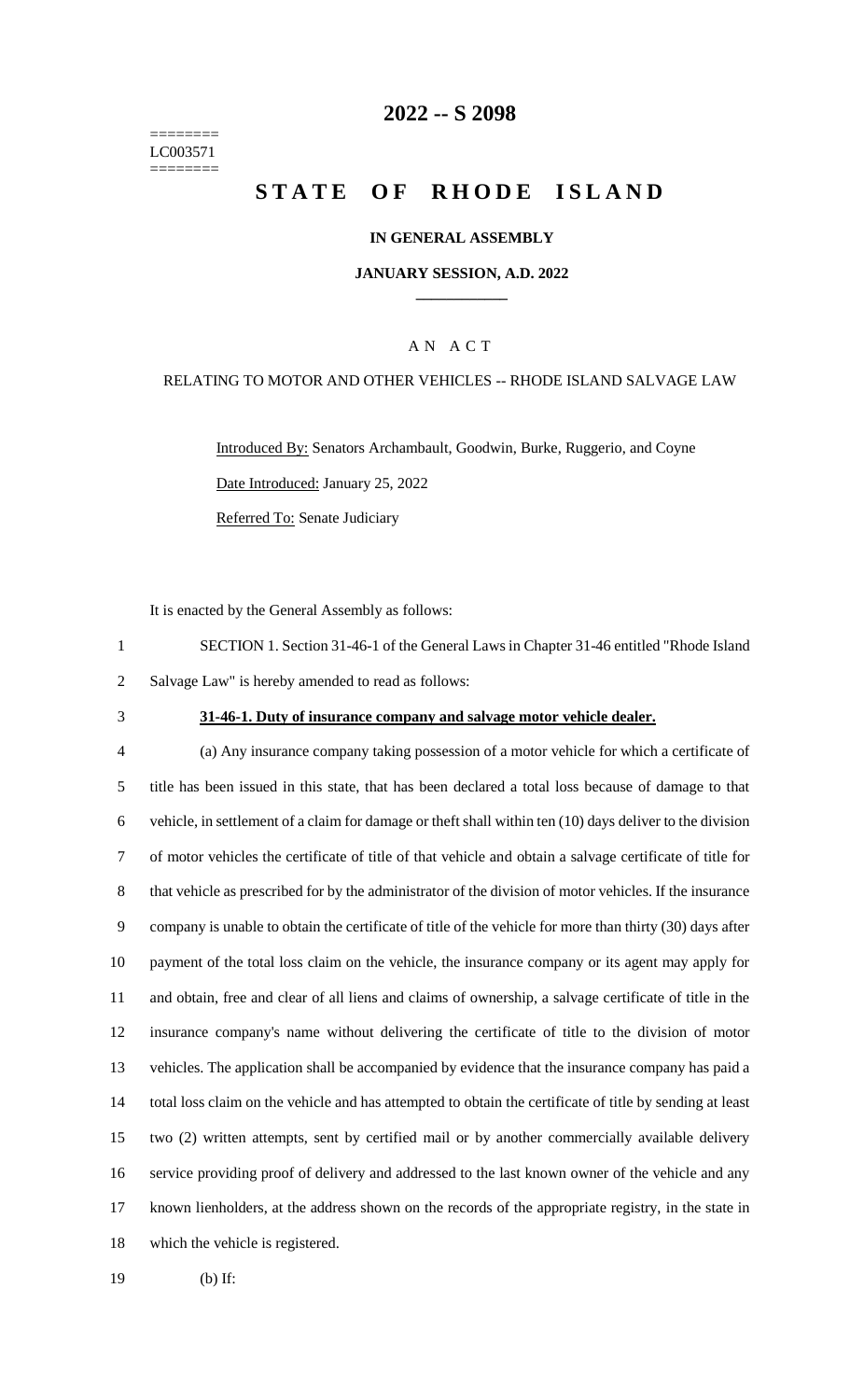========
LC003571
========

# 2022 -- S 2098

# STATE OF RHODE ISLAND

**IN GENERAL ASSEMBLY**

**JANUARY SESSION, A.D. 2022**

A N A C T

RELATING TO MOTOR AND OTHER VEHICLES -- RHODE ISLAND SALVAGE LAW

Introduced By: Senators Archambault, Goodwin, Burke, Ruggerio, and Coyne

Date Introduced: January 25, 2022

Referred To: Senate Judiciary

It is enacted by the General Assembly as follows:

SECTION 1. Section 31-46-1 of the General Laws in Chapter 31-46 entitled "Rhode Island Salvage Law" is hereby amended to read as follows:

**31-46-1. Duty of insurance company and salvage motor vehicle dealer.**

(a) Any insurance company taking possession of a motor vehicle for which a certificate of title has been issued in this state, that has been declared a total loss because of damage to that vehicle, in settlement of a claim for damage or theft shall within ten (10) days deliver to the division of motor vehicles the certificate of title of that vehicle and obtain a salvage certificate of title for that vehicle as prescribed for by the administrator of the division of motor vehicles. If the insurance company is unable to obtain the certificate of title of the vehicle for more than thirty (30) days after payment of the total loss claim on the vehicle, the insurance company or its agent may apply for and obtain, free and clear of all liens and claims of ownership, a salvage certificate of title in the insurance company's name without delivering the certificate of title to the division of motor vehicles. The application shall be accompanied by evidence that the insurance company has paid a total loss claim on the vehicle and has attempted to obtain the certificate of title by sending at least two (2) written attempts, sent by certified mail or by another commercially available delivery service providing proof of delivery and addressed to the last known owner of the vehicle and any known lienholders, at the address shown on the records of the appropriate registry, in the state in which the vehicle is registered.

(b) If: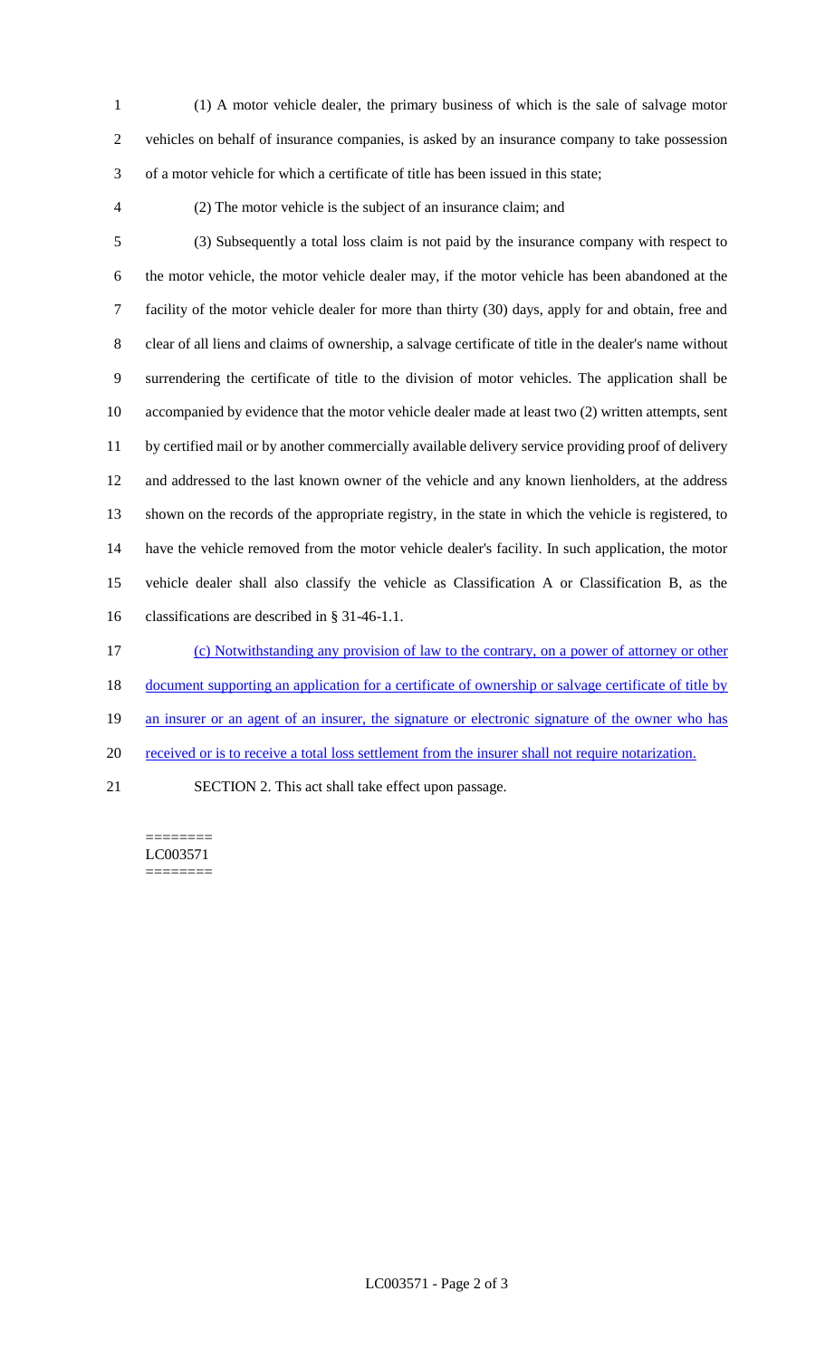(1) A motor vehicle dealer, the primary business of which is the sale of salvage motor vehicles on behalf of insurance companies, is asked by an insurance company to take possession of a motor vehicle for which a certificate of title has been issued in this state;

(2) The motor vehicle is the subject of an insurance claim; and

(3) Subsequently a total loss claim is not paid by the insurance company with respect to the motor vehicle, the motor vehicle dealer may, if the motor vehicle has been abandoned at the facility of the motor vehicle dealer for more than thirty (30) days, apply for and obtain, free and clear of all liens and claims of ownership, a salvage certificate of title in the dealer's name without surrendering the certificate of title to the division of motor vehicles. The application shall be accompanied by evidence that the motor vehicle dealer made at least two (2) written attempts, sent by certified mail or by another commercially available delivery service providing proof of delivery and addressed to the last known owner of the vehicle and any known lienholders, at the address shown on the records of the appropriate registry, in the state in which the vehicle is registered, to have the vehicle removed from the motor vehicle dealer's facility. In such application, the motor vehicle dealer shall also classify the vehicle as Classification A or Classification B, as the classifications are described in § 31-46-1.1.

(c) Notwithstanding any provision of law to the contrary, on a power of attorney or other document supporting an application for a certificate of ownership or salvage certificate of title by an insurer or an agent of an insurer, the signature or electronic signature of the owner who has received or is to receive a total loss settlement from the insurer shall not require notarization.

SECTION 2. This act shall take effect upon passage.

========
LC003571
========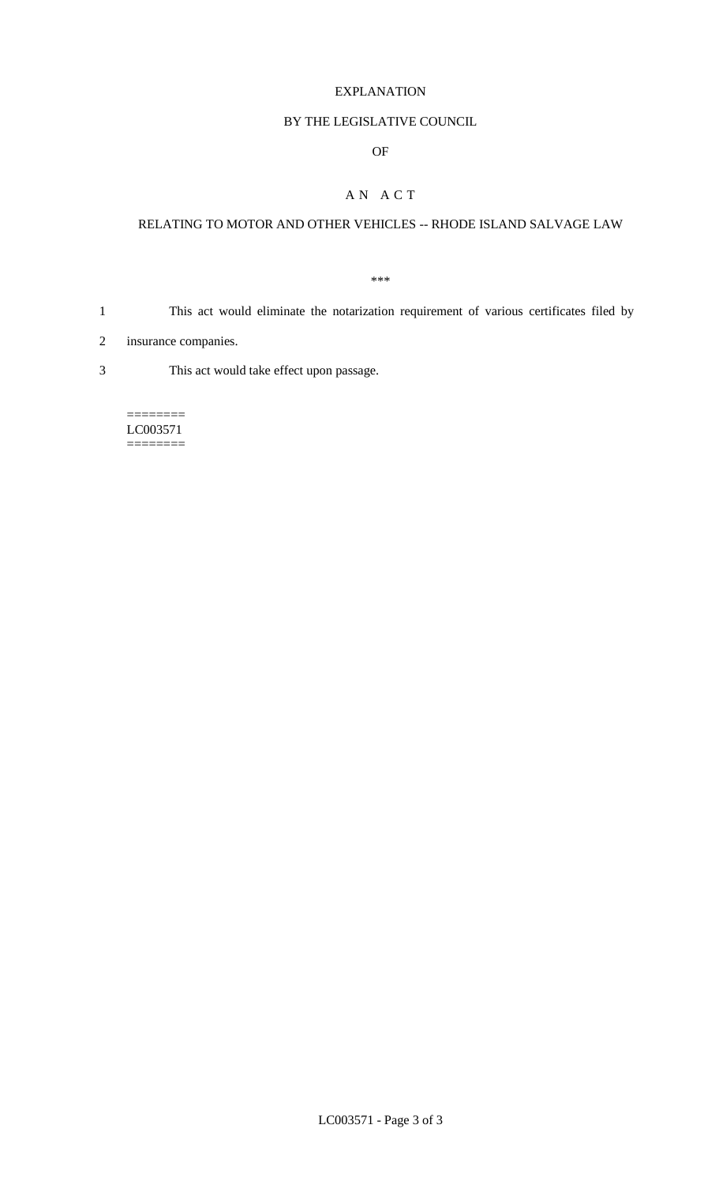EXPLANATION

BY THE LEGISLATIVE COUNCIL

OF

A N A C T

RELATING TO MOTOR AND OTHER VEHICLES -- RHODE ISLAND SALVAGE LAW

***

This act would eliminate the notarization requirement of various certificates filed by insurance companies.

This act would take effect upon passage.

========
LC003571
========